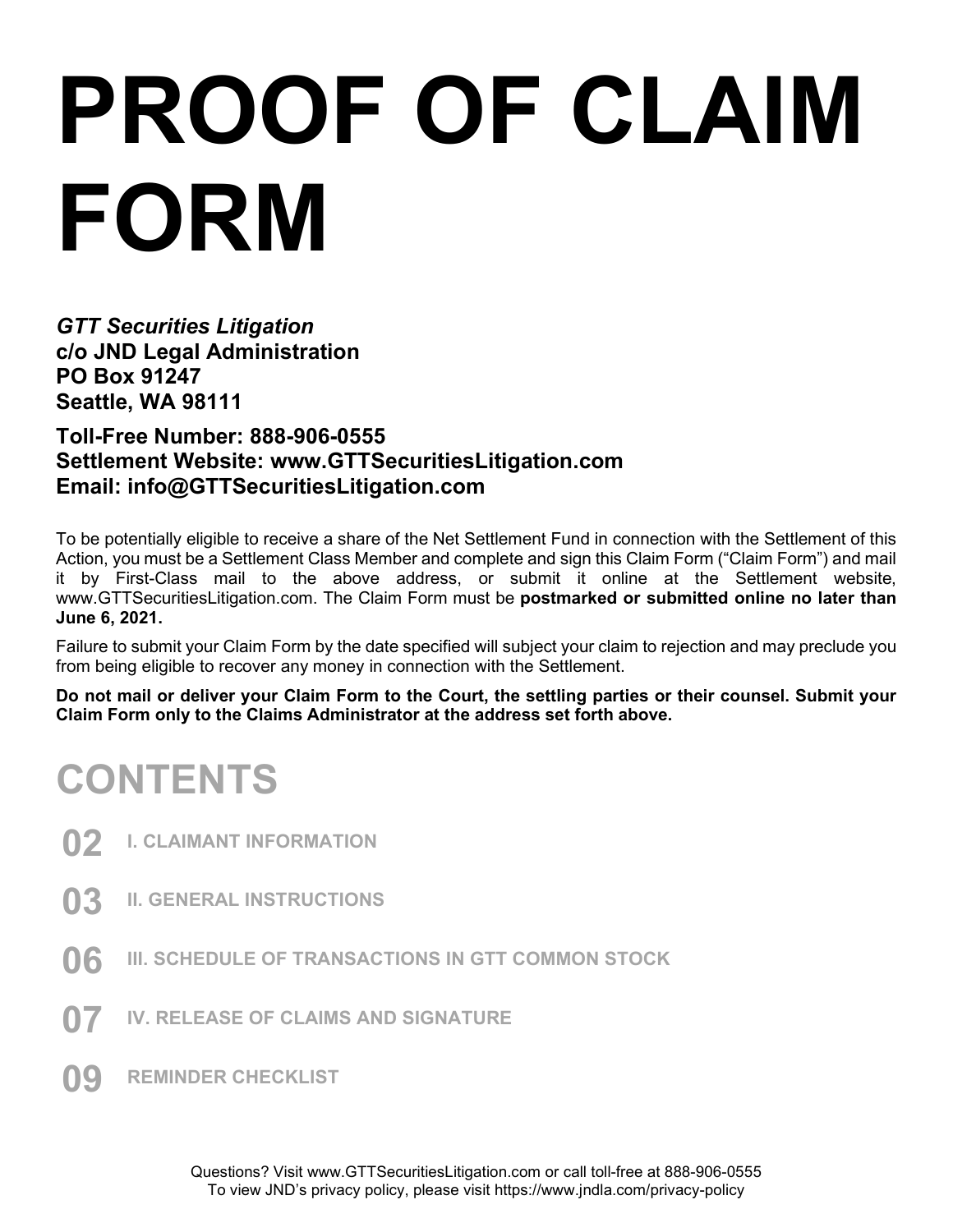# PROOF OF CLAIM FORM

***GTT Securities Litigation***
**c/o JND Legal Administration**
**PO Box 91247**
**Seattle, WA 98111**

**Toll-Free Number: 888-906-0555**
**Settlement Website: www.GTTSecuritiesLitigation.com**
**Email: info@GTTSecuritiesLitigation.com**

To be potentially eligible to receive a share of the Net Settlement Fund in connection with the Settlement of this Action, you must be a Settlement Class Member and complete and sign this Claim Form ("Claim Form") and mail it by First-Class mail to the above address, or submit it online at the Settlement website, www.GTTSecuritiesLitigation.com. The Claim Form must be **postmarked or submitted online no later than June 6, 2021.**

Failure to submit your Claim Form by the date specified will subject your claim to rejection and may preclude you from being eligible to recover any money in connection with the Settlement.

**Do not mail or deliver your Claim Form to the Court, the settling parties or their counsel. Submit your Claim Form only to the Claims Administrator at the address set forth above.**

## CONTENTS

- **02** I. CLAIMANT INFORMATION
- **03** II. GENERAL INSTRUCTIONS
- **06** III. SCHEDULE OF TRANSACTIONS IN GTT COMMON STOCK
- **07** IV. RELEASE OF CLAIMS AND SIGNATURE
- **09** REMINDER CHECKLIST

Questions? Visit www.GTTSecuritiesLitigation.com or call toll-free at 888-906-0555
To view JND's privacy policy, please visit https://www.jndla.com/privacy-policy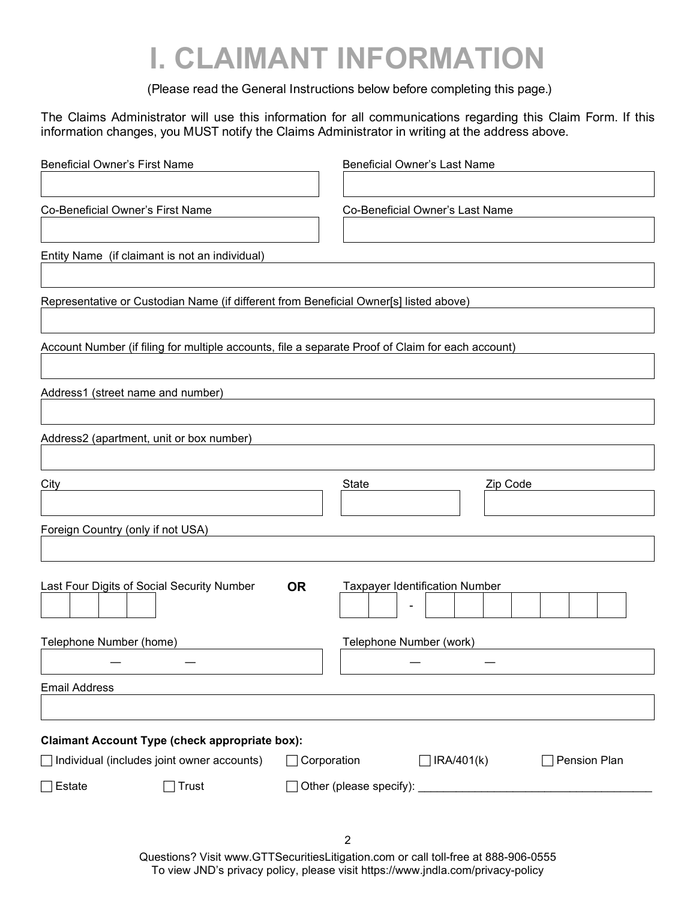# I. CLAIMANT INFORMATION

(Please read the General Instructions below before completing this page.)

The Claims Administrator will use this information for all communications regarding this Claim Form. If this information changes, you MUST notify the Claims Administrator in writing at the address above.

Beneficial Owner's First Name

Beneficial Owner's Last Name

Co-Beneficial Owner's First Name

Co-Beneficial Owner's Last Name

Entity Name (if claimant is not an individual)

Representative or Custodian Name (if different from Beneficial Owner[s] listed above)

Account Number (if filing for multiple accounts, file a separate Proof of Claim for each account)

Address1 (street name and number)

Address2 (apartment, unit or box number)

City

State

Zip Code

Foreign Country (only if not USA)

Last Four Digits of Social Security Number **OR** Taxpayer Identification Number

| | | | |
|---|---|---|---|
| | | | |

| | | - | | | | | | | |
|---|---|---|---|---|---|---|---|---|---|
| | | - | | | | | | | |

Telephone Number (home)

— —

Telephone Number (work)

— —

Email Address

**Claimant Account Type (check appropriate box):**

☐ Individual (includes joint owner accounts) ☐ Corporation ☐ IRA/401(k) ☐ Pension Plan

☐ Estate ☐ Trust ☐ Other (please specify): ____________________________________

Questions? Visit www.GTTSecuritiesLitigation.com or call toll-free at 888-906-0555
To view JND's privacy policy, please visit https://www.jndla.com/privacy-policy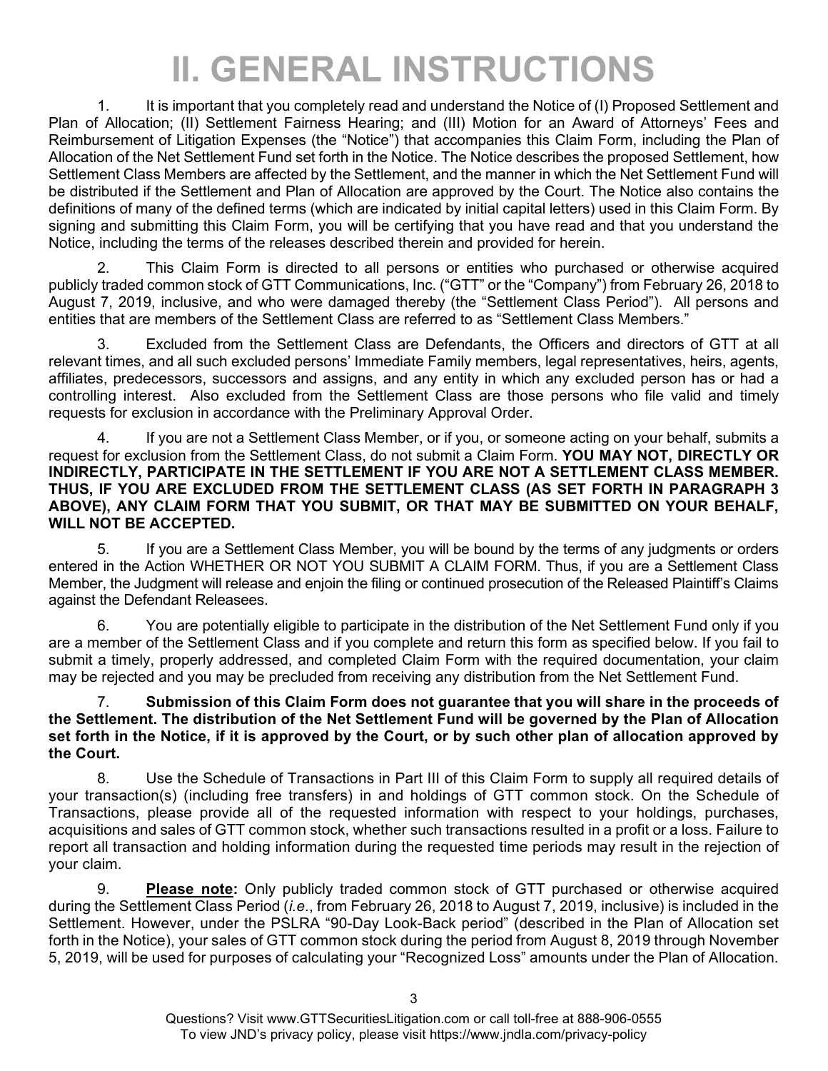# II. GENERAL INSTRUCTIONS

1. It is important that you completely read and understand the Notice of (I) Proposed Settlement and Plan of Allocation; (II) Settlement Fairness Hearing; and (III) Motion for an Award of Attorneys' Fees and Reimbursement of Litigation Expenses (the "Notice") that accompanies this Claim Form, including the Plan of Allocation of the Net Settlement Fund set forth in the Notice. The Notice describes the proposed Settlement, how Settlement Class Members are affected by the Settlement, and the manner in which the Net Settlement Fund will be distributed if the Settlement and Plan of Allocation are approved by the Court. The Notice also contains the definitions of many of the defined terms (which are indicated by initial capital letters) used in this Claim Form. By signing and submitting this Claim Form, you will be certifying that you have read and that you understand the Notice, including the terms of the releases described therein and provided for herein.

2. This Claim Form is directed to all persons or entities who purchased or otherwise acquired publicly traded common stock of GTT Communications, Inc. ("GTT" or the "Company") from February 26, 2018 to August 7, 2019, inclusive, and who were damaged thereby (the "Settlement Class Period"). All persons and entities that are members of the Settlement Class are referred to as "Settlement Class Members."

3. Excluded from the Settlement Class are Defendants, the Officers and directors of GTT at all relevant times, and all such excluded persons' Immediate Family members, legal representatives, heirs, agents, affiliates, predecessors, successors and assigns, and any entity in which any excluded person has or had a controlling interest. Also excluded from the Settlement Class are those persons who file valid and timely requests for exclusion in accordance with the Preliminary Approval Order.

4. If you are not a Settlement Class Member, or if you, or someone acting on your behalf, submits a request for exclusion from the Settlement Class, do not submit a Claim Form. **YOU MAY NOT, DIRECTLY OR INDIRECTLY, PARTICIPATE IN THE SETTLEMENT IF YOU ARE NOT A SETTLEMENT CLASS MEMBER. THUS, IF YOU ARE EXCLUDED FROM THE SETTLEMENT CLASS (AS SET FORTH IN PARAGRAPH 3 ABOVE), ANY CLAIM FORM THAT YOU SUBMIT, OR THAT MAY BE SUBMITTED ON YOUR BEHALF, WILL NOT BE ACCEPTED.**

5. If you are a Settlement Class Member, you will be bound by the terms of any judgments or orders entered in the Action WHETHER OR NOT YOU SUBMIT A CLAIM FORM. Thus, if you are a Settlement Class Member, the Judgment will release and enjoin the filing or continued prosecution of the Released Plaintiff's Claims against the Defendant Releasees.

6. You are potentially eligible to participate in the distribution of the Net Settlement Fund only if you are a member of the Settlement Class and if you complete and return this form as specified below. If you fail to submit a timely, properly addressed, and completed Claim Form with the required documentation, your claim may be rejected and you may be precluded from receiving any distribution from the Net Settlement Fund.

7. **Submission of this Claim Form does not guarantee that you will share in the proceeds of the Settlement. The distribution of the Net Settlement Fund will be governed by the Plan of Allocation set forth in the Notice, if it is approved by the Court, or by such other plan of allocation approved by the Court.**

8. Use the Schedule of Transactions in Part III of this Claim Form to supply all required details of your transaction(s) (including free transfers) in and holdings of GTT common stock. On the Schedule of Transactions, please provide all of the requested information with respect to your holdings, purchases, acquisitions and sales of GTT common stock, whether such transactions resulted in a profit or a loss. Failure to report all transaction and holding information during the requested time periods may result in the rejection of your claim.

9. **Please note:** Only publicly traded common stock of GTT purchased or otherwise acquired during the Settlement Class Period (*i.e.*, from February 26, 2018 to August 7, 2019, inclusive) is included in the Settlement. However, under the PSLRA "90-Day Look-Back period" (described in the Plan of Allocation set forth in the Notice), your sales of GTT common stock during the period from August 8, 2019 through November 5, 2019, will be used for purposes of calculating your "Recognized Loss" amounts under the Plan of Allocation.

Questions? Visit www.GTTSecuritiesLitigation.com or call toll-free at 888-906-0555
To view JND's privacy policy, please visit https://www.jndla.com/privacy-policy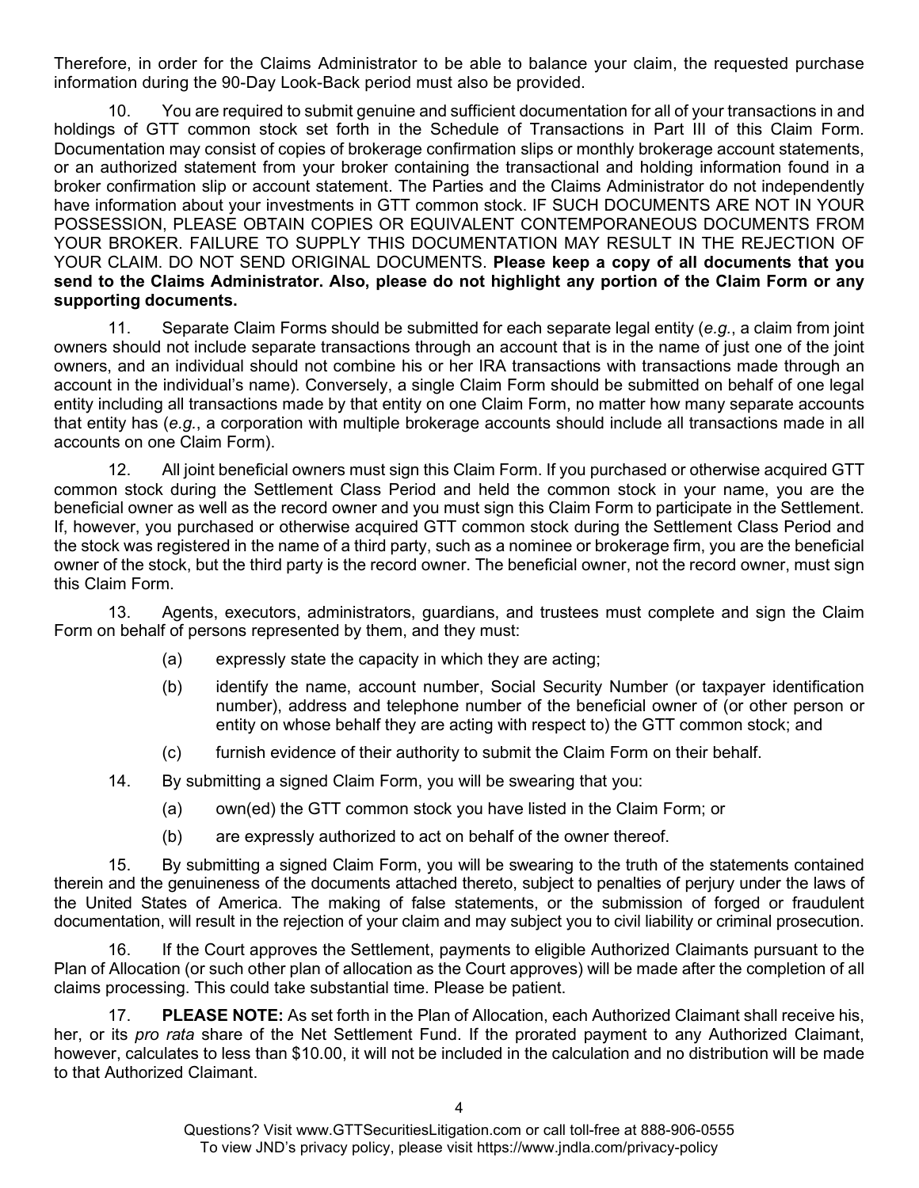Therefore, in order for the Claims Administrator to be able to balance your claim, the requested purchase information during the 90-Day Look-Back period must also be provided.

10. You are required to submit genuine and sufficient documentation for all of your transactions in and holdings of GTT common stock set forth in the Schedule of Transactions in Part III of this Claim Form. Documentation may consist of copies of brokerage confirmation slips or monthly brokerage account statements, or an authorized statement from your broker containing the transactional and holding information found in a broker confirmation slip or account statement. The Parties and the Claims Administrator do not independently have information about your investments in GTT common stock. IF SUCH DOCUMENTS ARE NOT IN YOUR POSSESSION, PLEASE OBTAIN COPIES OR EQUIVALENT CONTEMPORANEOUS DOCUMENTS FROM YOUR BROKER. FAILURE TO SUPPLY THIS DOCUMENTATION MAY RESULT IN THE REJECTION OF YOUR CLAIM. DO NOT SEND ORIGINAL DOCUMENTS. **Please keep a copy of all documents that you send to the Claims Administrator. Also, please do not highlight any portion of the Claim Form or any supporting documents.**

11. Separate Claim Forms should be submitted for each separate legal entity (*e.g.*, a claim from joint owners should not include separate transactions through an account that is in the name of just one of the joint owners, and an individual should not combine his or her IRA transactions with transactions made through an account in the individual's name). Conversely, a single Claim Form should be submitted on behalf of one legal entity including all transactions made by that entity on one Claim Form, no matter how many separate accounts that entity has (*e.g.*, a corporation with multiple brokerage accounts should include all transactions made in all accounts on one Claim Form).

12. All joint beneficial owners must sign this Claim Form. If you purchased or otherwise acquired GTT common stock during the Settlement Class Period and held the common stock in your name, you are the beneficial owner as well as the record owner and you must sign this Claim Form to participate in the Settlement. If, however, you purchased or otherwise acquired GTT common stock during the Settlement Class Period and the stock was registered in the name of a third party, such as a nominee or brokerage firm, you are the beneficial owner of the stock, but the third party is the record owner. The beneficial owner, not the record owner, must sign this Claim Form.

13. Agents, executors, administrators, guardians, and trustees must complete and sign the Claim Form on behalf of persons represented by them, and they must:

(a) expressly state the capacity in which they are acting;

(b) identify the name, account number, Social Security Number (or taxpayer identification number), address and telephone number of the beneficial owner of (or other person or entity on whose behalf they are acting with respect to) the GTT common stock; and

(c) furnish evidence of their authority to submit the Claim Form on their behalf.

14. By submitting a signed Claim Form, you will be swearing that you:

(a) own(ed) the GTT common stock you have listed in the Claim Form; or

(b) are expressly authorized to act on behalf of the owner thereof.

15. By submitting a signed Claim Form, you will be swearing to the truth of the statements contained therein and the genuineness of the documents attached thereto, subject to penalties of perjury under the laws of the United States of America. The making of false statements, or the submission of forged or fraudulent documentation, will result in the rejection of your claim and may subject you to civil liability or criminal prosecution.

16. If the Court approves the Settlement, payments to eligible Authorized Claimants pursuant to the Plan of Allocation (or such other plan of allocation as the Court approves) will be made after the completion of all claims processing. This could take substantial time. Please be patient.

17. **PLEASE NOTE:** As set forth in the Plan of Allocation, each Authorized Claimant shall receive his, her, or its *pro rata* share of the Net Settlement Fund. If the prorated payment to any Authorized Claimant, however, calculates to less than $10.00, it will not be included in the calculation and no distribution will be made to that Authorized Claimant.

Questions? Visit www.GTTSecuritiesLitigation.com or call toll-free at 888-906-0555
To view JND's privacy policy, please visit https://www.jndla.com/privacy-policy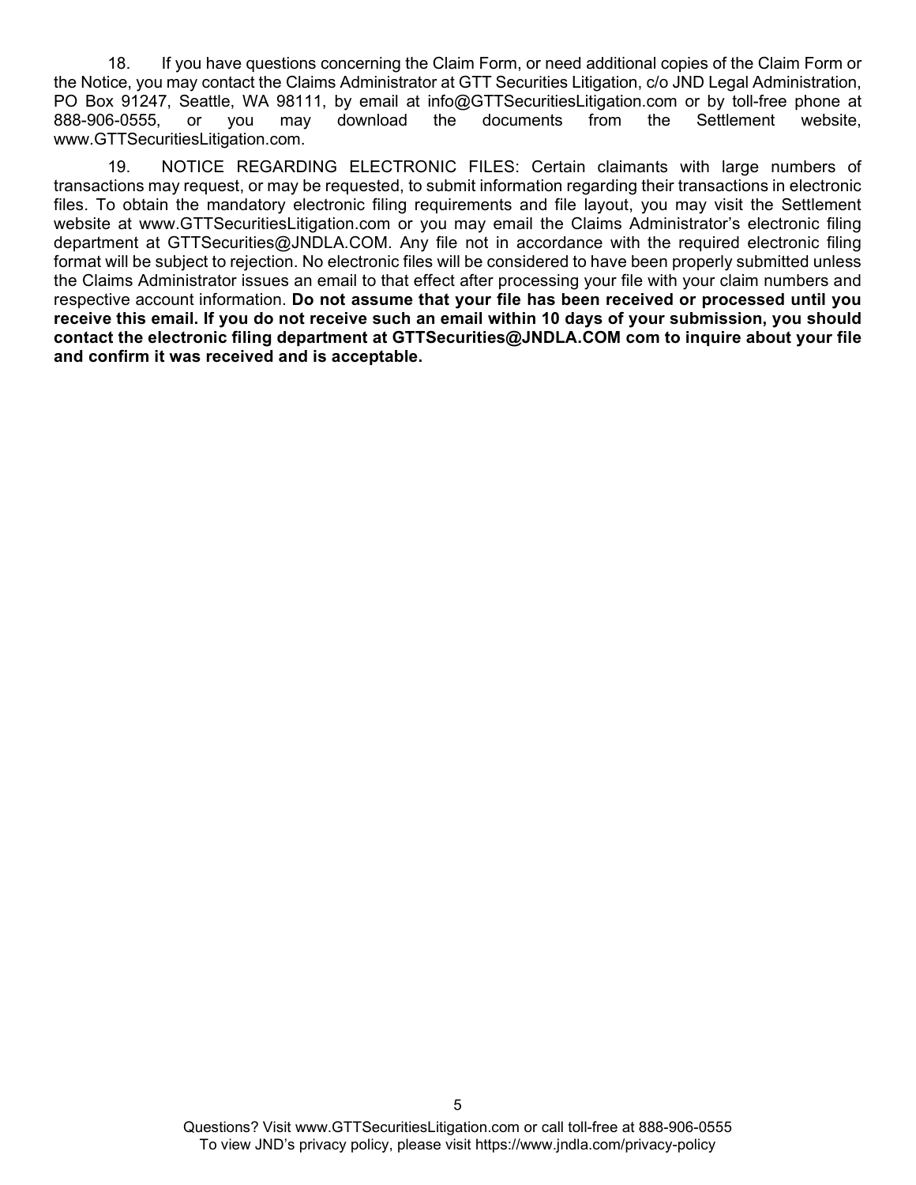18. If you have questions concerning the Claim Form, or need additional copies of the Claim Form or the Notice, you may contact the Claims Administrator at GTT Securities Litigation, c/o JND Legal Administration, PO Box 91247, Seattle, WA 98111, by email at info@GTTSecuritiesLitigation.com or by toll-free phone at 888-906-0555, or you may download the documents from the Settlement website, www.GTTSecuritiesLitigation.com.

19. NOTICE REGARDING ELECTRONIC FILES: Certain claimants with large numbers of transactions may request, or may be requested, to submit information regarding their transactions in electronic files. To obtain the mandatory electronic filing requirements and file layout, you may visit the Settlement website at www.GTTSecuritiesLitigation.com or you may email the Claims Administrator's electronic filing department at GTTSecurities@JNDLA.COM. Any file not in accordance with the required electronic filing format will be subject to rejection. No electronic files will be considered to have been properly submitted unless the Claims Administrator issues an email to that effect after processing your file with your claim numbers and respective account information. **Do not assume that your file has been received or processed until you receive this email. If you do not receive such an email within 10 days of your submission, you should contact the electronic filing department at GTTSecurities@JNDLA.COM com to inquire about your file and confirm it was received and is acceptable.**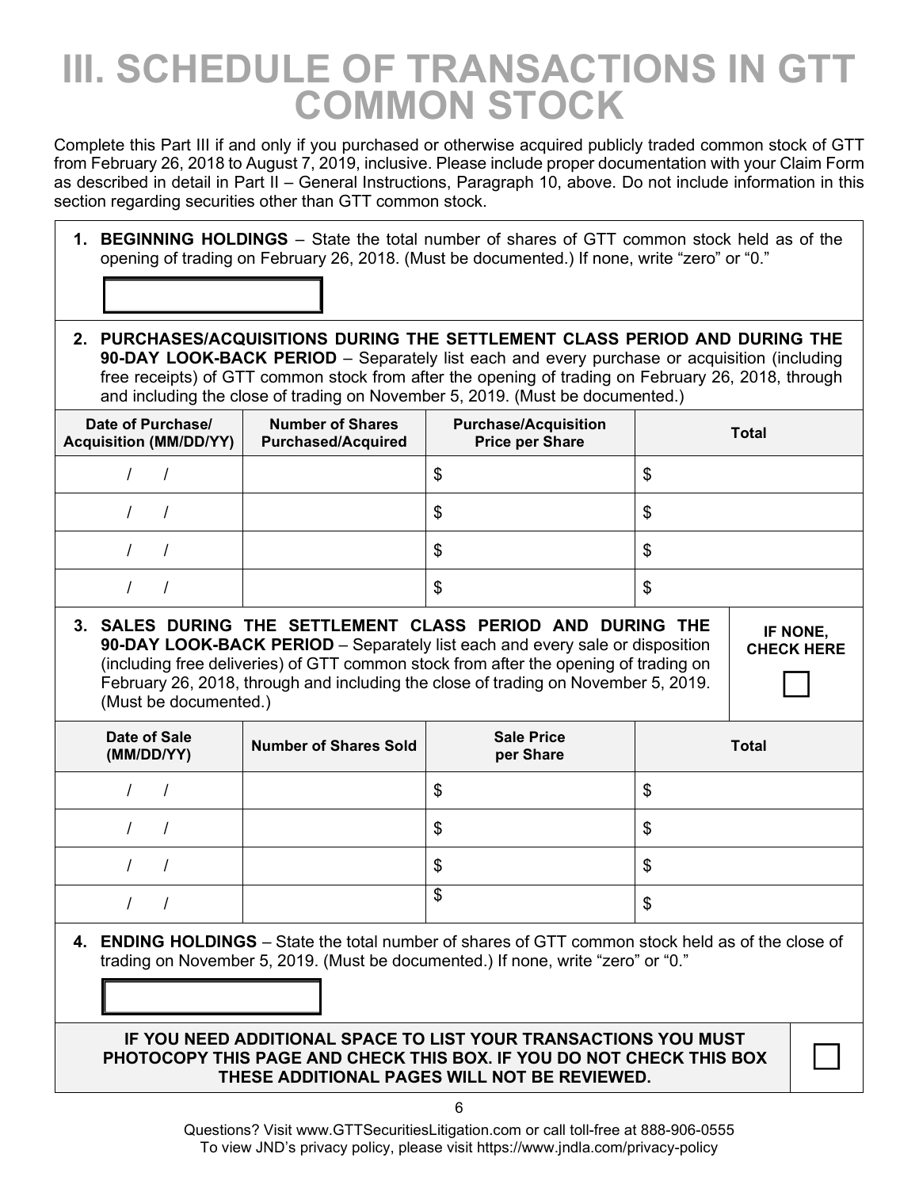# III. SCHEDULE OF TRANSACTIONS IN GTT COMMON STOCK

Complete this Part III if and only if you purchased or otherwise acquired publicly traded common stock of GTT from February 26, 2018 to August 7, 2019, inclusive. Please include proper documentation with your Claim Form as described in detail in Part II – General Instructions, Paragraph 10, above. Do not include information in this section regarding securities other than GTT common stock.

1. **BEGINNING HOLDINGS** – State the total number of shares of GTT common stock held as of the opening of trading on February 26, 2018. (Must be documented.) If none, write "zero" or "0."

[ ]

2. **PURCHASES/ACQUISITIONS DURING THE SETTLEMENT CLASS PERIOD AND DURING THE 90-DAY LOOK-BACK PERIOD** – Separately list each and every purchase or acquisition (including free receipts) of GTT common stock from after the opening of trading on February 26, 2018, through and including the close of trading on November 5, 2019. (Must be documented.)

| Date of Purchase/ Acquisition (MM/DD/YY) | Number of Shares Purchased/Acquired | Purchase/Acquisition Price per Share | Total |
|---|---|---|---|
| / / | | $ | $ |
| / / | | $ | $ |
| / / | | $ | $ |
| / / | | $ | $ |

3. **SALES DURING THE SETTLEMENT CLASS PERIOD AND DURING THE 90-DAY LOOK-BACK PERIOD** – Separately list each and every sale or disposition (including free deliveries) of GTT common stock from after the opening of trading on February 26, 2018, through and including the close of trading on November 5, 2019. (Must be documented.)

**IF NONE, CHECK HERE** ☐

| Date of Sale (MM/DD/YY) | Number of Shares Sold | Sale Price per Share | Total |
|---|---|---|---|
| / / | | $ | $ |
| / / | | $ | $ |
| / / | | $ | $ |
| / / | | $ | $ |

4. **ENDING HOLDINGS** – State the total number of shares of GTT common stock held as of the close of trading on November 5, 2019. (Must be documented.) If none, write "zero" or "0."

[ ]

**IF YOU NEED ADDITIONAL SPACE TO LIST YOUR TRANSACTIONS YOU MUST PHOTOCOPY THIS PAGE AND CHECK THIS BOX. IF YOU DO NOT CHECK THIS BOX THESE ADDITIONAL PAGES WILL NOT BE REVIEWED.** ☐

Questions? Visit www.GTTSecuritiesLitigation.com or call toll-free at 888-906-0555
To view JND's privacy policy, please visit https://www.jndla.com/privacy-policy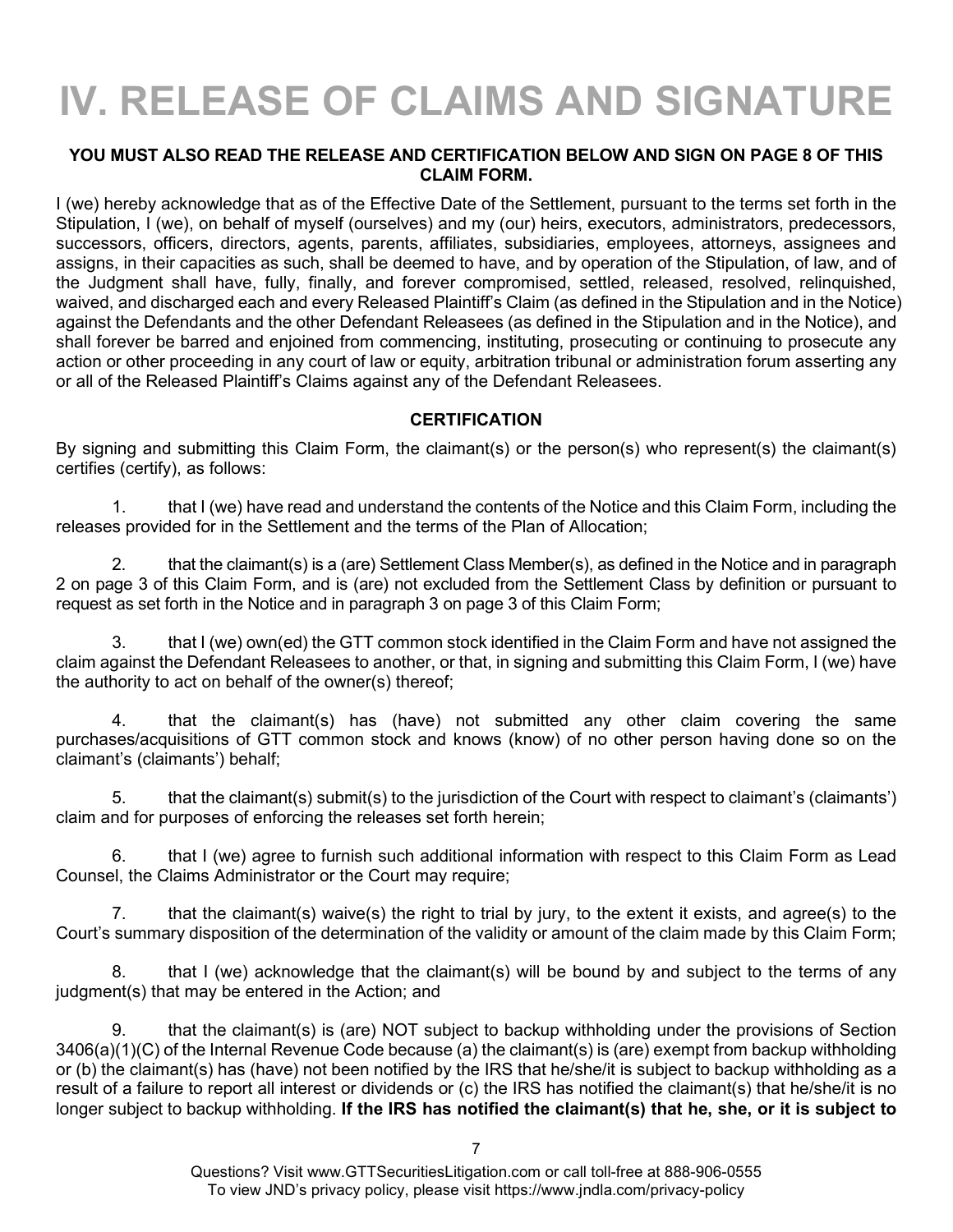# IV. RELEASE OF CLAIMS AND SIGNATURE

**YOU MUST ALSO READ THE RELEASE AND CERTIFICATION BELOW AND SIGN ON PAGE 8 OF THIS CLAIM FORM.**

I (we) hereby acknowledge that as of the Effective Date of the Settlement, pursuant to the terms set forth in the Stipulation, I (we), on behalf of myself (ourselves) and my (our) heirs, executors, administrators, predecessors, successors, officers, directors, agents, parents, affiliates, subsidiaries, employees, attorneys, assignees and assigns, in their capacities as such, shall be deemed to have, and by operation of the Stipulation, of law, and of the Judgment shall have, fully, finally, and forever compromised, settled, released, resolved, relinquished, waived, and discharged each and every Released Plaintiff's Claim (as defined in the Stipulation and in the Notice) against the Defendants and the other Defendant Releasees (as defined in the Stipulation and in the Notice), and shall forever be barred and enjoined from commencing, instituting, prosecuting or continuing to prosecute any action or other proceeding in any court of law or equity, arbitration tribunal or administration forum asserting any or all of the Released Plaintiff's Claims against any of the Defendant Releasees.

**CERTIFICATION**

By signing and submitting this Claim Form, the claimant(s) or the person(s) who represent(s) the claimant(s) certifies (certify), as follows:

1. that I (we) have read and understand the contents of the Notice and this Claim Form, including the releases provided for in the Settlement and the terms of the Plan of Allocation;

2. that the claimant(s) is a (are) Settlement Class Member(s), as defined in the Notice and in paragraph 2 on page 3 of this Claim Form, and is (are) not excluded from the Settlement Class by definition or pursuant to request as set forth in the Notice and in paragraph 3 on page 3 of this Claim Form;

3. that I (we) own(ed) the GTT common stock identified in the Claim Form and have not assigned the claim against the Defendant Releasees to another, or that, in signing and submitting this Claim Form, I (we) have the authority to act on behalf of the owner(s) thereof;

4. that the claimant(s) has (have) not submitted any other claim covering the same purchases/acquisitions of GTT common stock and knows (know) of no other person having done so on the claimant's (claimants') behalf;

5. that the claimant(s) submit(s) to the jurisdiction of the Court with respect to claimant's (claimants') claim and for purposes of enforcing the releases set forth herein;

6. that I (we) agree to furnish such additional information with respect to this Claim Form as Lead Counsel, the Claims Administrator or the Court may require;

7. that the claimant(s) waive(s) the right to trial by jury, to the extent it exists, and agree(s) to the Court's summary disposition of the determination of the validity or amount of the claim made by this Claim Form;

8. that I (we) acknowledge that the claimant(s) will be bound by and subject to the terms of any judgment(s) that may be entered in the Action; and

9. that the claimant(s) is (are) NOT subject to backup withholding under the provisions of Section 3406(a)(1)(C) of the Internal Revenue Code because (a) the claimant(s) is (are) exempt from backup withholding or (b) the claimant(s) has (have) not been notified by the IRS that he/she/it is subject to backup withholding as a result of a failure to report all interest or dividends or (c) the IRS has notified the claimant(s) that he/she/it is no longer subject to backup withholding. **If the IRS has notified the claimant(s) that he, she, or it is subject to**

Questions? Visit www.GTTSecuritiesLitigation.com or call toll-free at 888-906-0555
To view JND's privacy policy, please visit https://www.jndla.com/privacy-policy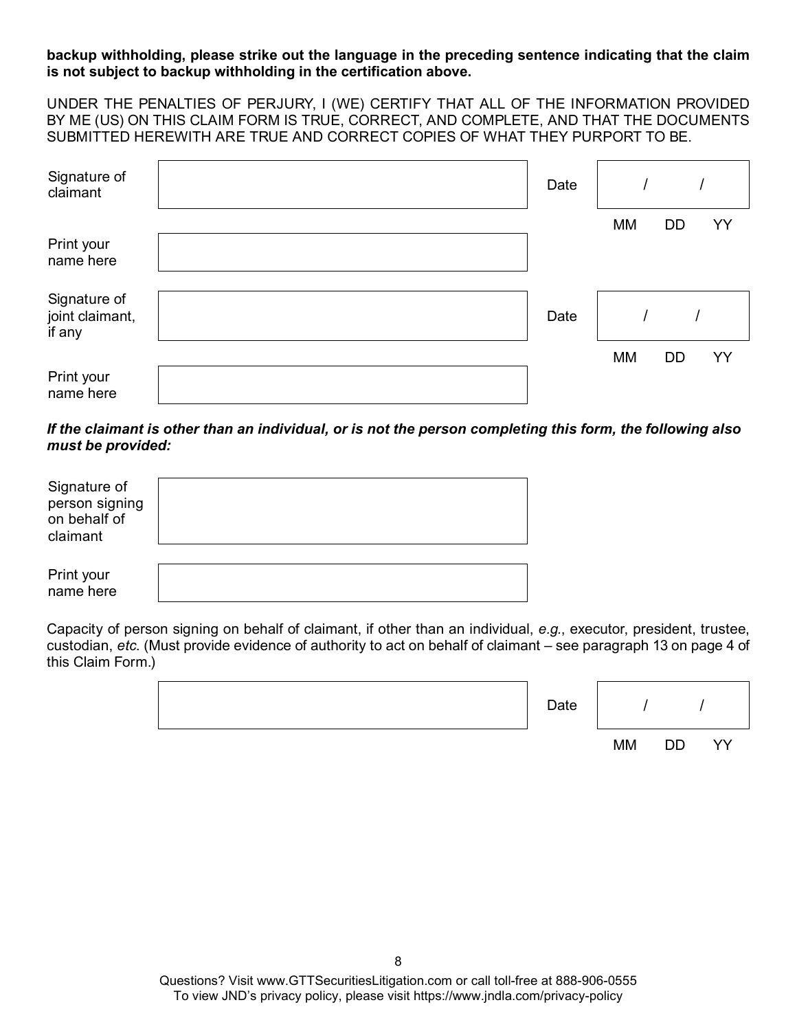**backup withholding, please strike out the language in the preceding sentence indicating that the claim is not subject to backup withholding in the certification above.**

UNDER THE PENALTIES OF PERJURY, I (WE) CERTIFY THAT ALL OF THE INFORMATION PROVIDED BY ME (US) ON THIS CLAIM FORM IS TRUE, CORRECT, AND COMPLETE, AND THAT THE DOCUMENTS SUBMITTED HEREWITH ARE TRUE AND CORRECT COPIES OF WHAT THEY PURPORT TO BE.

| | | | |
|---|---|---|---|
| Signature of claimant | | Date | / / <br> MM DD YY |
| Print your name here | | | |
| Signature of joint claimant, if any | | Date | / / <br> MM DD YY |
| Print your name here | | | |

***If the claimant is other than an individual, or is not the person completing this form, the following also must be provided:***

| | |
|---|---|
| Signature of person signing on behalf of claimant | |
| Print your name here | |

Capacity of person signing on behalf of claimant, if other than an individual, *e.g.*, executor, president, trustee, custodian, *etc.* (Must provide evidence of authority to act on behalf of claimant – see paragraph 13 on page 4 of this Claim Form.)

| | | |
|---|---|---|
| | Date | / / <br> MM DD YY |

Questions? Visit www.GTTSecuritiesLitigation.com or call toll-free at 888-906-0555
To view JND's privacy policy, please visit https://www.jndla.com/privacy-policy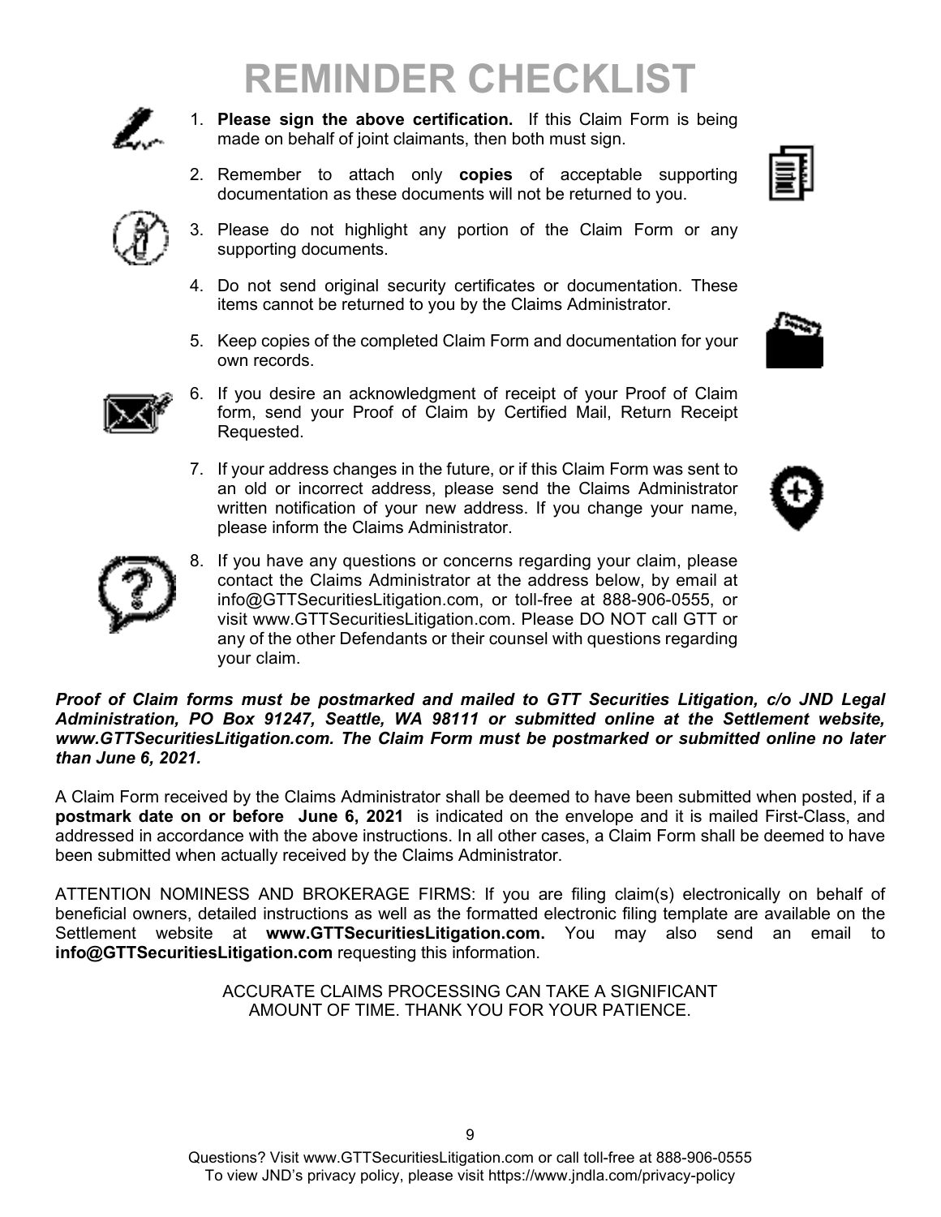# REMINDER CHECKLIST

1. **Please sign the above certification.** If this Claim Form is being made on behalf of joint claimants, then both must sign.
2. Remember to attach only **copies** of acceptable supporting documentation as these documents will not be returned to you.
3. Please do not highlight any portion of the Claim Form or any supporting documents.
4. Do not send original security certificates or documentation. These items cannot be returned to you by the Claims Administrator.
5. Keep copies of the completed Claim Form and documentation for your own records.
6. If you desire an acknowledgment of receipt of your Proof of Claim form, send your Proof of Claim by Certified Mail, Return Receipt Requested.
7. If your address changes in the future, or if this Claim Form was sent to an old or incorrect address, please send the Claims Administrator written notification of your new address. If you change your name, please inform the Claims Administrator.
8. If you have any questions or concerns regarding your claim, please contact the Claims Administrator at the address below, by email at info@GTTSecuritiesLitigation.com, or toll-free at 888-906-0555, or visit www.GTTSecuritiesLitigation.com. Please DO NOT call GTT or any of the other Defendants or their counsel with questions regarding your claim.

***Proof of Claim forms must be postmarked and mailed to GTT Securities Litigation, c/o JND Legal Administration, PO Box 91247, Seattle, WA 98111 or submitted online at the Settlement website, www.GTTSecuritiesLitigation.com. The Claim Form must be postmarked or submitted online no later than June 6, 2021.***

A Claim Form received by the Claims Administrator shall be deemed to have been submitted when posted, if a **postmark date on or before June 6, 2021** is indicated on the envelope and it is mailed First-Class, and addressed in accordance with the above instructions. In all other cases, a Claim Form shall be deemed to have been submitted when actually received by the Claims Administrator.

ATTENTION NOMINESS AND BROKERAGE FIRMS: If you are filing claim(s) electronically on behalf of beneficial owners, detailed instructions as well as the formatted electronic filing template are available on the Settlement website at **www.GTTSecuritiesLitigation.com.** You may also send an email to **info@GTTSecuritiesLitigation.com** requesting this information.

ACCURATE CLAIMS PROCESSING CAN TAKE A SIGNIFICANT AMOUNT OF TIME. THANK YOU FOR YOUR PATIENCE.

Questions? Visit www.GTTSecuritiesLitigation.com or call toll-free at 888-906-0555
To view JND's privacy policy, please visit https://www.jndla.com/privacy-policy